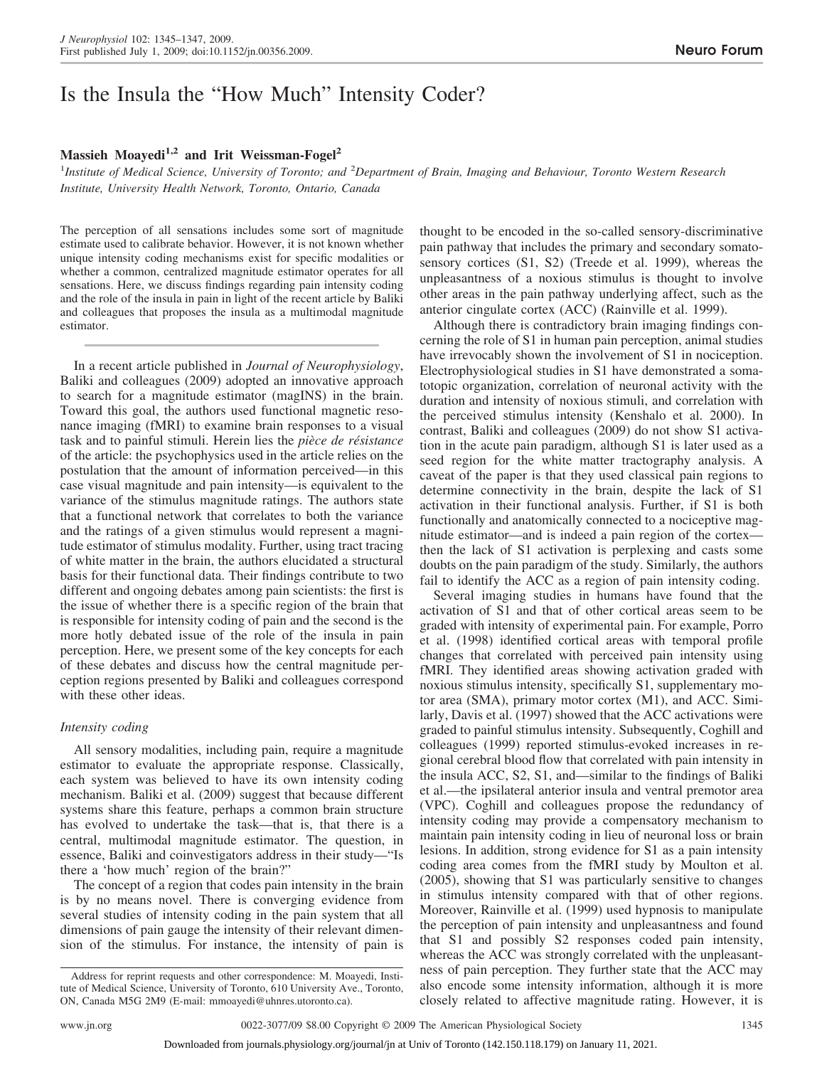# Is the Insula the "How Much" Intensity Coder?

**Massieh Moayedi[1,2] and Irit Weissman-Fogel[2]**

[1]*Institute of Medical Science, University of Toronto; and* [2]*Department of Brain, Imaging and Behaviour, Toronto Western Research Institute, University Health Network, Toronto, Ontario, Canada*

The perception of all sensations includes some sort of magnitude estimate used to calibrate behavior. However, it is not known whether unique intensity coding mechanisms exist for specific modalities or whether a common, centralized magnitude estimator operates for all sensations. Here, we discuss findings regarding pain intensity coding and the role of the insula in pain in light of the recent article by Baliki and colleagues that proposes the insula as a multimodal magnitude estimator.

In a recent article published in *Journal of Neurophysiology*, Baliki and colleagues (2009) adopted an innovative approach to search for a magnitude estimator (magINS) in the brain. Toward this goal, the authors used functional magnetic resonance imaging (fMRI) to examine brain responses to a visual task and to painful stimuli. Herein lies the *pièce de résistance* of the article: the psychophysics used in the article relies on the postulation that the amount of information perceived—in this case visual magnitude and pain intensity—is equivalent to the variance of the stimulus magnitude ratings. The authors state that a functional network that correlates to both the variance and the ratings of a given stimulus would represent a magnitude estimator of stimulus modality. Further, using tract tracing of white matter in the brain, the authors elucidated a structural basis for their functional data. Their findings contribute to two different and ongoing debates among pain scientists: the first is the issue of whether there is a specific region of the brain that is responsible for intensity coding of pain and the second is the more hotly debated issue of the role of the insula in pain perception. Here, we present some of the key concepts for each of these debates and discuss how the central magnitude perception regions presented by Baliki and colleagues correspond with these other ideas.

### *Intensity coding*

All sensory modalities, including pain, require a magnitude estimator to evaluate the appropriate response. Classically, each system was believed to have its own intensity coding mechanism. Baliki et al. (2009) suggest that because different systems share this feature, perhaps a common brain structure has evolved to undertake the task—that is, that there is a central, multimodal magnitude estimator. The question, in essence, Baliki and coinvestigators address in their study—"Is there a 'how much' region of the brain?"

The concept of a region that codes pain intensity in the brain is by no means novel. There is converging evidence from several studies of intensity coding in the pain system that all dimensions of pain gauge the intensity of their relevant dimension of the stimulus. For instance, the intensity of pain is thought to be encoded in the so-called sensory-discriminative pain pathway that includes the primary and secondary somatosensory cortices (S1, S2) (Treede et al. 1999), whereas the unpleasantness of a noxious stimulus is thought to involve other areas in the pain pathway underlying affect, such as the anterior cingulate cortex (ACC) (Rainville et al. 1999).

Although there is contradictory brain imaging findings concerning the role of S1 in human pain perception, animal studies have irrevocably shown the involvement of S1 in nociception. Electrophysiological studies in S1 have demonstrated a somatotopic organization, correlation of neuronal activity with the duration and intensity of noxious stimuli, and correlation with the perceived stimulus intensity (Kenshalo et al. 2000). In contrast, Baliki and colleagues (2009) do not show S1 activation in the acute pain paradigm, although S1 is later used as a seed region for the white matter tractography analysis. A caveat of the paper is that they used classical pain regions to determine connectivity in the brain, despite the lack of S1 activation in their functional analysis. Further, if S1 is both functionally and anatomically connected to a nociceptive magnitude estimator—and is indeed a pain region of the cortex—then the lack of S1 activation is perplexing and casts some doubts on the pain paradigm of the study. Similarly, the authors fail to identify the ACC as a region of pain intensity coding.

Several imaging studies in humans have found that the activation of S1 and that of other cortical areas seem to be graded with intensity of experimental pain. For example, Porro et al. (1998) identified cortical areas with temporal profile changes that correlated with perceived pain intensity using fMRI. They identified areas showing activation graded with noxious stimulus intensity, specifically S1, supplementary motor area (SMA), primary motor cortex (M1), and ACC. Similarly, Davis et al. (1997) showed that the ACC activations were graded to painful stimulus intensity. Subsequently, Coghill and colleagues (1999) reported stimulus-evoked increases in regional cerebral blood flow that correlated with pain intensity in the insula ACC, S2, S1, and—similar to the findings of Baliki et al.—the ipsilateral anterior insula and ventral premotor area (VPC). Coghill and colleagues propose the redundancy of intensity coding may provide a compensatory mechanism to maintain pain intensity coding in lieu of neuronal loss or brain lesions. In addition, strong evidence for S1 as a pain intensity coding area comes from the fMRI study by Moulton et al. (2005), showing that S1 was particularly sensitive to changes in stimulus intensity compared with that of other regions. Moreover, Rainville et al. (1999) used hypnosis to manipulate the perception of pain intensity and unpleasantness and found that S1 and possibly S2 responses coded pain intensity, whereas the ACC was strongly correlated with the unpleasantness of pain perception. They further state that the ACC may also encode some intensity information, although it is more closely related to affective magnitude rating. However, it is

Address for reprint requests and other correspondence: M. Moayedi, Institute of Medical Science, University of Toronto, 610 University Ave., Toronto, ON, Canada M5G 2M9 (E-mail: mmoayedi@uhnres.utoronto.ca).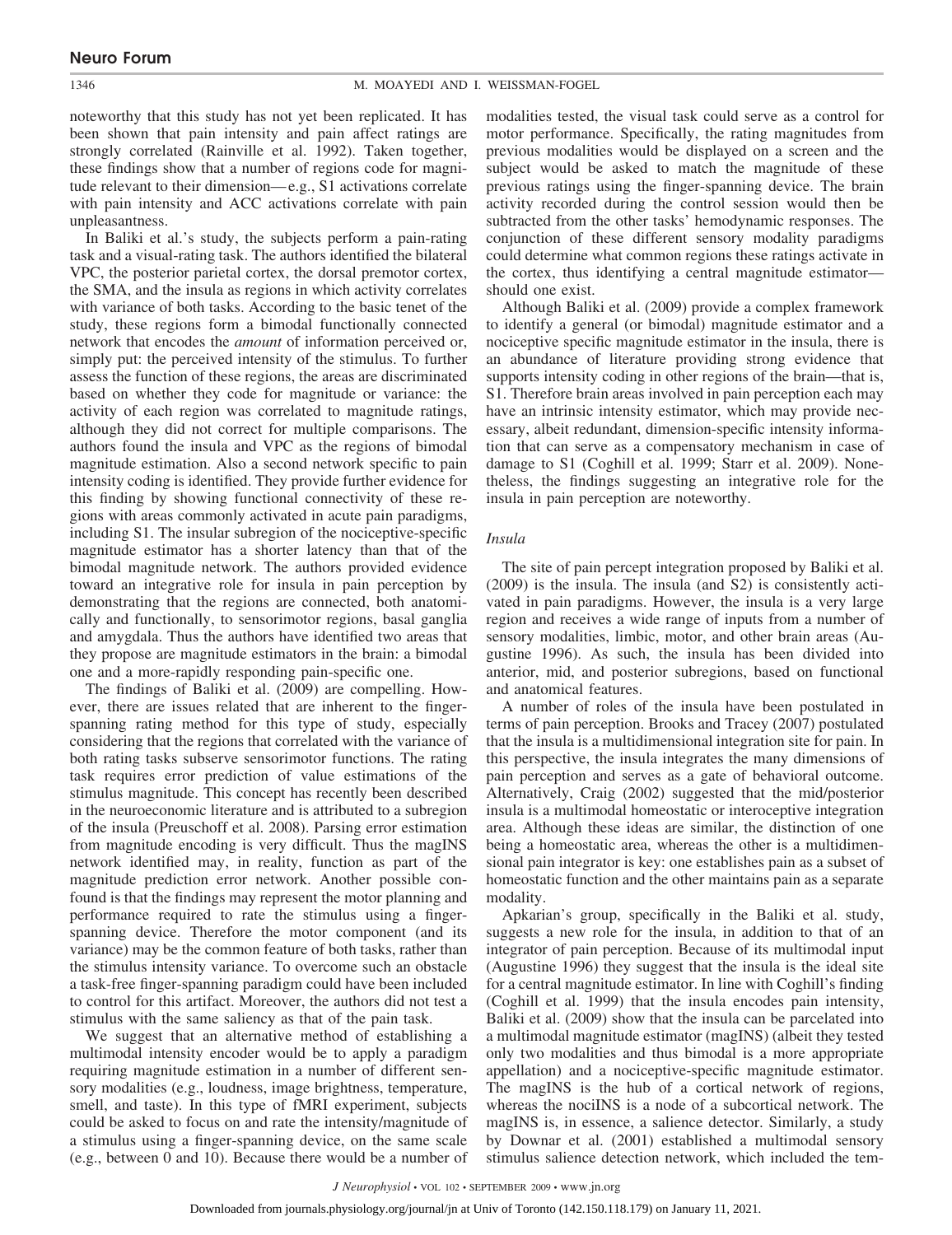noteworthy that this study has not yet been replicated. It has been shown that pain intensity and pain affect ratings are strongly correlated (Rainville et al. 1992). Taken together, these findings show that a number of regions code for magnitude relevant to their dimension—e.g., S1 activations correlate with pain intensity and ACC activations correlate with pain unpleasantness.

In Baliki et al.'s study, the subjects perform a pain-rating task and a visual-rating task. The authors identified the bilateral VPC, the posterior parietal cortex, the dorsal premotor cortex, the SMA, and the insula as regions in which activity correlates with variance of both tasks. According to the basic tenet of the study, these regions form a bimodal functionally connected network that encodes the *amount* of information perceived or, simply put: the perceived intensity of the stimulus. To further assess the function of these regions, the areas are discriminated based on whether they code for magnitude or variance: the activity of each region was correlated to magnitude ratings, although they did not correct for multiple comparisons. The authors found the insula and VPC as the regions of bimodal magnitude estimation. Also a second network specific to pain intensity coding is identified. They provide further evidence for this finding by showing functional connectivity of these regions with areas commonly activated in acute pain paradigms, including S1. The insular subregion of the nociceptive-specific magnitude estimator has a shorter latency than that of the bimodal magnitude network. The authors provided evidence toward an integrative role for insula in pain perception by demonstrating that the regions are connected, both anatomically and functionally, to sensorimotor regions, basal ganglia and amygdala. Thus the authors have identified two areas that they propose are magnitude estimators in the brain: a bimodal one and a more-rapidly responding pain-specific one.

The findings of Baliki et al. (2009) are compelling. However, there are issues related that are inherent to the finger-spanning rating method for this type of study, especially considering that the regions that correlated with the variance of both rating tasks subserve sensorimotor functions. The rating task requires error prediction of value estimations of the stimulus magnitude. This concept has recently been described in the neuroeconomic literature and is attributed to a subregion of the insula (Preuschoff et al. 2008). Parsing error estimation from magnitude encoding is very difficult. Thus the magINS network identified may, in reality, function as part of the magnitude prediction error network. Another possible confound is that the findings may represent the motor planning and performance required to rate the stimulus using a finger-spanning device. Therefore the motor component (and its variance) may be the common feature of both tasks, rather than the stimulus intensity variance. To overcome such an obstacle a task-free finger-spanning paradigm could have been included to control for this artifact. Moreover, the authors did not test a stimulus with the same saliency as that of the pain task.

We suggest that an alternative method of establishing a multimodal intensity encoder would be to apply a paradigm requiring magnitude estimation in a number of different sensory modalities (e.g., loudness, image brightness, temperature, smell, and taste). In this type of fMRI experiment, subjects could be asked to focus on and rate the intensity/magnitude of a stimulus using a finger-spanning device, on the same scale (e.g., between 0 and 10). Because there would be a number of modalities tested, the visual task could serve as a control for motor performance. Specifically, the rating magnitudes from previous modalities would be displayed on a screen and the subject would be asked to match the magnitude of these previous ratings using the finger-spanning device. The brain activity recorded during the control session would then be subtracted from the other tasks' hemodynamic responses. The conjunction of these different sensory modality paradigms could determine what common regions these ratings activate in the cortex, thus identifying a central magnitude estimator—should one exist.

Although Baliki et al. (2009) provide a complex framework to identify a general (or bimodal) magnitude estimator and a nociceptive specific magnitude estimator in the insula, there is an abundance of literature providing strong evidence that supports intensity coding in other regions of the brain—that is, S1. Therefore brain areas involved in pain perception each may have an intrinsic intensity estimator, which may provide necessary, albeit redundant, dimension-specific intensity information that can serve as a compensatory mechanism in case of damage to S1 (Coghill et al. 1999; Starr et al. 2009). Nonetheless, the findings suggesting an integrative role for the insula in pain perception are noteworthy.

### *Insula*

The site of pain percept integration proposed by Baliki et al. (2009) is the insula. The insula (and S2) is consistently activated in pain paradigms. However, the insula is a very large region and receives a wide range of inputs from a number of sensory modalities, limbic, motor, and other brain areas (Augustine 1996). As such, the insula has been divided into anterior, mid, and posterior subregions, based on functional and anatomical features.

A number of roles of the insula have been postulated in terms of pain perception. Brooks and Tracey (2007) postulated that the insula is a multidimensional integration site for pain. In this perspective, the insula integrates the many dimensions of pain perception and serves as a gate of behavioral outcome. Alternatively, Craig (2002) suggested that the mid/posterior insula is a multimodal homeostatic or interoceptive integration area. Although these ideas are similar, the distinction of one being a homeostatic area, whereas the other is a multidimensional pain integrator is key: one establishes pain as a subset of homeostatic function and the other maintains pain as a separate modality.

Apkarian's group, specifically in the Baliki et al. study, suggests a new role for the insula, in addition to that of an integrator of pain perception. Because of its multimodal input (Augustine 1996) they suggest that the insula is the ideal site for a central magnitude estimator. In line with Coghill's finding (Coghill et al. 1999) that the insula encodes pain intensity, Baliki et al. (2009) show that the insula can be parcelated into a multimodal magnitude estimator (magINS) (albeit they tested only two modalities and thus bimodal is a more appropriate appellation) and a nociceptive-specific magnitude estimator. The magINS is the hub of a cortical network of regions, whereas the nociINS is a node of a subcortical network. The magINS is, in essence, a salience detector. Similarly, a study by Downar et al. (2001) established a multimodal sensory stimulus salience detection network, which included the tem-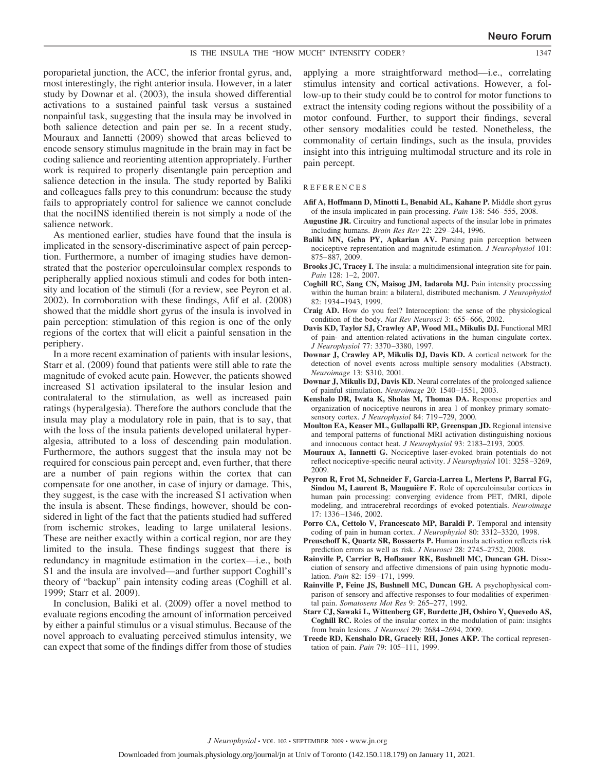poroparietal junction, the ACC, the inferior frontal gyrus, and, most interestingly, the right anterior insula. However, in a later study by Downar et al. (2003), the insula showed differential activations to a sustained painful task versus a sustained nonpainful task, suggesting that the insula may be involved in both salience detection and pain per se. In a recent study, Mouraux and Iannetti (2009) showed that areas believed to encode sensory stimulus magnitude in the brain may in fact be coding salience and reorienting attention appropriately. Further work is required to properly disentangle pain perception and salience detection in the insula. The study reported by Baliki and colleagues falls prey to this conundrum: because the study fails to appropriately control for salience we cannot conclude that the nociINS identified therein is not simply a node of the salience network.

As mentioned earlier, studies have found that the insula is implicated in the sensory-discriminative aspect of pain perception. Furthermore, a number of imaging studies have demonstrated that the posterior operculoinsular complex responds to peripherally applied noxious stimuli and codes for both intensity and location of the stimuli (for a review, see Peyron et al. 2002). In corroboration with these findings, Afif et al. (2008) showed that the middle short gyrus of the insula is involved in pain perception: stimulation of this region is one of the only regions of the cortex that will elicit a painful sensation in the periphery.

In a more recent examination of patients with insular lesions, Starr et al. (2009) found that patients were still able to rate the magnitude of evoked acute pain. However, the patients showed increased S1 activation ipsilateral to the insular lesion and contralateral to the stimulation, as well as increased pain ratings (hyperalgesia). Therefore the authors conclude that the insula may play a modulatory role in pain, that is to say, that with the loss of the insula patients developed unilateral hyperalgesia, attributed to a loss of descending pain modulation. Furthermore, the authors suggest that the insula may not be required for conscious pain percept and, even further, that there are a number of pain regions within the cortex that can compensate for one another, in case of injury or damage. This, they suggest, is the case with the increased S1 activation when the insula is absent. These findings, however, should be considered in light of the fact that the patients studied had suffered from ischemic strokes, leading to large unilateral lesions. These are neither exactly within a cortical region, nor are they limited to the insula. These findings suggest that there is redundancy in magnitude estimation in the cortex—i.e., both S1 and the insula are involved—and further support Coghill's theory of "backup" pain intensity coding areas (Coghill et al. 1999; Starr et al. 2009).

In conclusion, Baliki et al. (2009) offer a novel method to evaluate regions encoding the amount of information perceived by either a painful stimulus or a visual stimulus. Because of the novel approach to evaluating perceived stimulus intensity, we can expect that some of the findings differ from those of studies applying a more straightforward method—i.e., correlating stimulus intensity and cortical activations. However, a follow-up to their study could be to control for motor functions to extract the intensity coding regions without the possibility of a motor confound. Further, to support their findings, several other sensory modalities could be tested. Nonetheless, the commonality of certain findings, such as the insula, provides insight into this intriguing multimodal structure and its role in pain percept.

## REFERENCES

**Afif A, Hoffmann D, Minotti L, Benabid AL, Kahane P.** Middle short gyrus of the insula implicated in pain processing. *Pain* 138: 546–555, 2008.

**Augustine JR.** Circuitry and functional aspects of the insular lobe in primates including humans. *Brain Res Rev* 22: 229–244, 1996.

**Baliki MN, Geha PY, Apkarian AV.** Parsing pain perception between nociceptive representation and magnitude estimation. *J Neurophysiol* 101: 875–887, 2009.

**Brooks JC, Tracey I.** The insula: a multidimensional integration site for pain. *Pain* 128: 1–2, 2007.

**Coghill RC, Sang CN, Maisog JM, Iadarola MJ.** Pain intensity processing within the human brain: a bilateral, distributed mechanism. *J Neurophysiol* 82: 1934–1943, 1999.

**Craig AD.** How do you feel? Interoception: the sense of the physiological condition of the body. *Nat Rev Neurosci* 3: 655–666, 2002.

**Davis KD, Taylor SJ, Crawley AP, Wood ML, Mikulis DJ.** Functional MRI of pain- and attention-related activations in the human cingulate cortex. *J Neurophysiol* 77: 3370–3380, 1997.

**Downar J, Crawley AP, Mikulis DJ, Davis KD.** A cortical network for the detection of novel events across multiple sensory modalities (Abstract). *Neuroimage* 13: S310, 2001.

**Downar J, Mikulis DJ, Davis KD.** Neural correlates of the prolonged salience of painful stimulation. *Neuroimage* 20: 1540–1551, 2003.

**Kenshalo DR, Iwata K, Sholas M, Thomas DA.** Response properties and organization of nociceptive neurons in area 1 of monkey primary somatosensory cortex. *J Neurophysiol* 84: 719–729, 2000.

**Moulton EA, Keaser ML, Gullapalli RP, Greenspan JD.** Regional intensive and temporal patterns of functional MRI activation distinguishing noxious and innocuous contact heat. *J Neurophysiol* 93: 2183–2193, 2005.

**Mouraux A, Iannetti G.** Nociceptive laser-evoked brain potentials do not reflect nociceptive-specific neural activity. *J Neurophysiol* 101: 3258–3269, 2009.

**Peyron R, Frot M, Schneider F, Garcia-Larrea L, Mertens P, Barral FG, Sindou M, Laurent B, Mauguière F.** Role of operculoinsular cortices in human pain processing: converging evidence from PET, fMRI, dipole modeling, and intracerebral recordings of evoked potentials. *Neuroimage* 17: 1336–1346, 2002.

**Porro CA, Cettolo V, Francescato MP, Baraldi P.** Temporal and intensity coding of pain in human cortex. *J Neurophysiol* 80: 3312–3320, 1998.

**Preuschoff K, Quartz SR, Bossaerts P.** Human insula activation reflects risk prediction errors as well as risk. *J Neurosci* 28: 2745–2752, 2008.

**Rainville P, Carrier B, Hofbauer RK, Bushnell MC, Duncan GH.** Dissociation of sensory and affective dimensions of pain using hypnotic modulation. *Pain* 82: 159–171, 1999.

**Rainville P, Feine JS, Bushnell MC, Duncan GH.** A psychophysical comparison of sensory and affective responses to four modalities of experimental pain. *Somatosens Mot Res* 9: 265–277, 1992.

**Starr CJ, Sawaki L, Wittenberg GF, Burdette JH, Oshiro Y, Quevedo AS, Coghill RC.** Roles of the insular cortex in the modulation of pain: insights from brain lesions. *J Neurosci* 29: 2684–2694, 2009.

**Treede RD, Kenshalo DR, Gracely RH, Jones AKP.** The cortical representation of pain. *Pain* 79: 105–111, 1999.